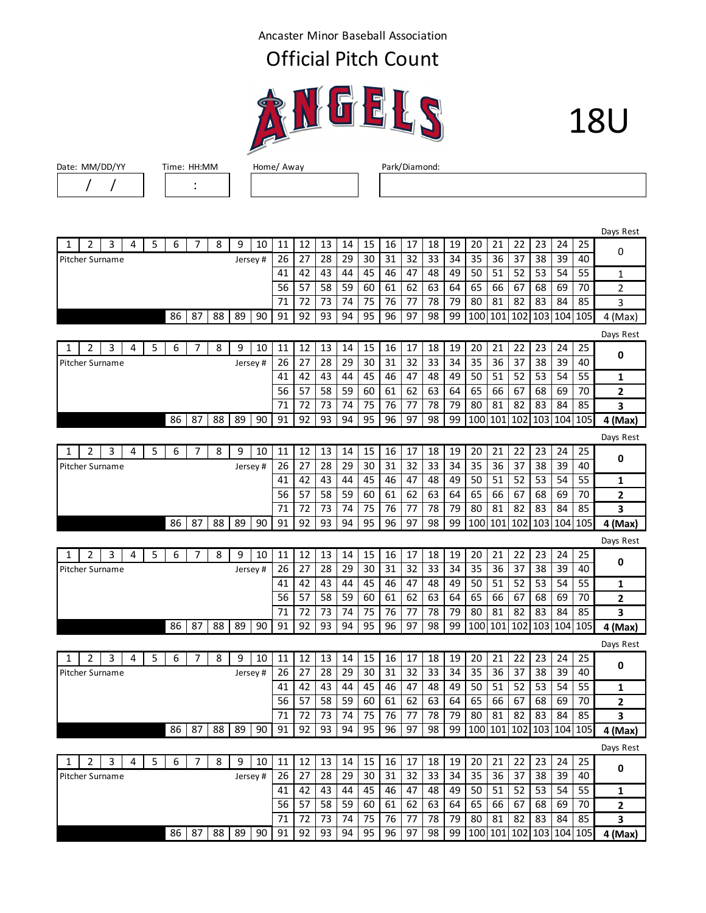Ancaster Minor Baseball Association

# Official Pitch Count

ANGELS

18U

| Date: MM/DD/YY | Time: HH:MM | Home/ Away | Park/Diamond: |
|---|---|---|---|
| / / | : | | |

| 1 | 2 | 3 | 4 | 5 | 6 | 7 | 8 | 9 | 10 | 11 | 12 | 13 | 14 | 15 | 16 | 17 | 18 | 19 | 20 | 21 | 22 | 23 | 24 | 25 | Days Rest |
|---|---|---|---|---|---|---|---|---|---|---|---|---|---|---|---|---|---|---|---|---|---|---|---|---|---|
| Pitcher Surname | | | | | | | | | Jersey # | 26 | 27 | 28 | 29 | 30 | 31 | 32 | 33 | 34 | 35 | 36 | 37 | 38 | 39 | 40 | 0 |
| | | | | | | | | | | 41 | 42 | 43 | 44 | 45 | 46 | 47 | 48 | 49 | 50 | 51 | 52 | 53 | 54 | 55 | 1 |
| | | | | | | | | | | 56 | 57 | 58 | 59 | 60 | 61 | 62 | 63 | 64 | 65 | 66 | 67 | 68 | 69 | 70 | 2 |
| | | | | | | | | | | 71 | 72 | 73 | 74 | 75 | 76 | 77 | 78 | 79 | 80 | 81 | 82 | 83 | 84 | 85 | 3 |
| | | | | | 86 | 87 | 88 | 89 | 90 | 91 | 92 | 93 | 94 | 95 | 96 | 97 | 98 | 99 | 100 | 101 | 102 | 103 | 104 | 105 | 4 (Max) |

| 1 | 2 | 3 | 4 | 5 | 6 | 7 | 8 | 9 | 10 | 11 | 12 | 13 | 14 | 15 | 16 | 17 | 18 | 19 | 20 | 21 | 22 | 23 | 24 | 25 | Days Rest |
|---|---|---|---|---|---|---|---|---|---|---|---|---|---|---|---|---|---|---|---|---|---|---|---|---|---|
| Pitcher Surname | | | | | | | | | Jersey # | 26 | 27 | 28 | 29 | 30 | 31 | 32 | 33 | 34 | 35 | 36 | 37 | 38 | 39 | 40 | **0** |
| | | | | | | | | | | 41 | 42 | 43 | 44 | 45 | 46 | 47 | 48 | 49 | 50 | 51 | 52 | 53 | 54 | 55 | **1** |
| | | | | | | | | | | 56 | 57 | 58 | 59 | 60 | 61 | 62 | 63 | 64 | 65 | 66 | 67 | 68 | 69 | 70 | **2** |
| | | | | | | | | | | 71 | 72 | 73 | 74 | 75 | 76 | 77 | 78 | 79 | 80 | 81 | 82 | 83 | 84 | 85 | **3** |
| | | | | | 86 | 87 | 88 | 89 | 90 | 91 | 92 | 93 | 94 | 95 | 96 | 97 | 98 | 99 | 100 | 101 | 102 | 103 | 104 | 105 | **4 (Max)** |

| 1 | 2 | 3 | 4 | 5 | 6 | 7 | 8 | 9 | 10 | 11 | 12 | 13 | 14 | 15 | 16 | 17 | 18 | 19 | 20 | 21 | 22 | 23 | 24 | 25 | Days Rest |
|---|---|---|---|---|---|---|---|---|---|---|---|---|---|---|---|---|---|---|---|---|---|---|---|---|---|
| Pitcher Surname | | | | | | | | | Jersey # | 26 | 27 | 28 | 29 | 30 | 31 | 32 | 33 | 34 | 35 | 36 | 37 | 38 | 39 | 40 | **0** |
| | | | | | | | | | | 41 | 42 | 43 | 44 | 45 | 46 | 47 | 48 | 49 | 50 | 51 | 52 | 53 | 54 | 55 | **1** |
| | | | | | | | | | | 56 | 57 | 58 | 59 | 60 | 61 | 62 | 63 | 64 | 65 | 66 | 67 | 68 | 69 | 70 | **2** |
| | | | | | | | | | | 71 | 72 | 73 | 74 | 75 | 76 | 77 | 78 | 79 | 80 | 81 | 82 | 83 | 84 | 85 | **3** |
| | | | | | 86 | 87 | 88 | 89 | 90 | 91 | 92 | 93 | 94 | 95 | 96 | 97 | 98 | 99 | 100 | 101 | 102 | 103 | 104 | 105 | **4 (Max)** |

| 1 | 2 | 3 | 4 | 5 | 6 | 7 | 8 | 9 | 10 | 11 | 12 | 13 | 14 | 15 | 16 | 17 | 18 | 19 | 20 | 21 | 22 | 23 | 24 | 25 | Days Rest |
|---|---|---|---|---|---|---|---|---|---|---|---|---|---|---|---|---|---|---|---|---|---|---|---|---|---|
| Pitcher Surname | | | | | | | | | Jersey # | 26 | 27 | 28 | 29 | 30 | 31 | 32 | 33 | 34 | 35 | 36 | 37 | 38 | 39 | 40 | **0** |
| | | | | | | | | | | 41 | 42 | 43 | 44 | 45 | 46 | 47 | 48 | 49 | 50 | 51 | 52 | 53 | 54 | 55 | **1** |
| | | | | | | | | | | 56 | 57 | 58 | 59 | 60 | 61 | 62 | 63 | 64 | 65 | 66 | 67 | 68 | 69 | 70 | **2** |
| | | | | | | | | | | 71 | 72 | 73 | 74 | 75 | 76 | 77 | 78 | 79 | 80 | 81 | 82 | 83 | 84 | 85 | **3** |
| | | | | | 86 | 87 | 88 | 89 | 90 | 91 | 92 | 93 | 94 | 95 | 96 | 97 | 98 | 99 | 100 | 101 | 102 | 103 | 104 | 105 | **4 (Max)** |

| 1 | 2 | 3 | 4 | 5 | 6 | 7 | 8 | 9 | 10 | 11 | 12 | 13 | 14 | 15 | 16 | 17 | 18 | 19 | 20 | 21 | 22 | 23 | 24 | 25 | Days Rest |
|---|---|---|---|---|---|---|---|---|---|---|---|---|---|---|---|---|---|---|---|---|---|---|---|---|---|
| Pitcher Surname | | | | | | | | | Jersey # | 26 | 27 | 28 | 29 | 30 | 31 | 32 | 33 | 34 | 35 | 36 | 37 | 38 | 39 | 40 | **0** |
| | | | | | | | | | | 41 | 42 | 43 | 44 | 45 | 46 | 47 | 48 | 49 | 50 | 51 | 52 | 53 | 54 | 55 | **1** |
| | | | | | | | | | | 56 | 57 | 58 | 59 | 60 | 61 | 62 | 63 | 64 | 65 | 66 | 67 | 68 | 69 | 70 | **2** |
| | | | | | | | | | | 71 | 72 | 73 | 74 | 75 | 76 | 77 | 78 | 79 | 80 | 81 | 82 | 83 | 84 | 85 | **3** |
| | | | | | 86 | 87 | 88 | 89 | 90 | 91 | 92 | 93 | 94 | 95 | 96 | 97 | 98 | 99 | 100 | 101 | 102 | 103 | 104 | 105 | **4 (Max)** |

| 1 | 2 | 3 | 4 | 5 | 6 | 7 | 8 | 9 | 10 | 11 | 12 | 13 | 14 | 15 | 16 | 17 | 18 | 19 | 20 | 21 | 22 | 23 | 24 | 25 | Days Rest |
|---|---|---|---|---|---|---|---|---|---|---|---|---|---|---|---|---|---|---|---|---|---|---|---|---|---|
| Pitcher Surname | | | | | | | | | Jersey # | 26 | 27 | 28 | 29 | 30 | 31 | 32 | 33 | 34 | 35 | 36 | 37 | 38 | 39 | 40 | **0** |
| | | | | | | | | | | 41 | 42 | 43 | 44 | 45 | 46 | 47 | 48 | 49 | 50 | 51 | 52 | 53 | 54 | 55 | **1** |
| | | | | | | | | | | 56 | 57 | 58 | 59 | 60 | 61 | 62 | 63 | 64 | 65 | 66 | 67 | 68 | 69 | 70 | **2** |
| | | | | | | | | | | 71 | 72 | 73 | 74 | 75 | 76 | 77 | 78 | 79 | 80 | 81 | 82 | 83 | 84 | 85 | **3** |
| | | | | | 86 | 87 | 88 | 89 | 90 | 91 | 92 | 93 | 94 | 95 | 96 | 97 | 98 | 99 | 100 | 101 | 102 | 103 | 104 | 105 | **4 (Max)** |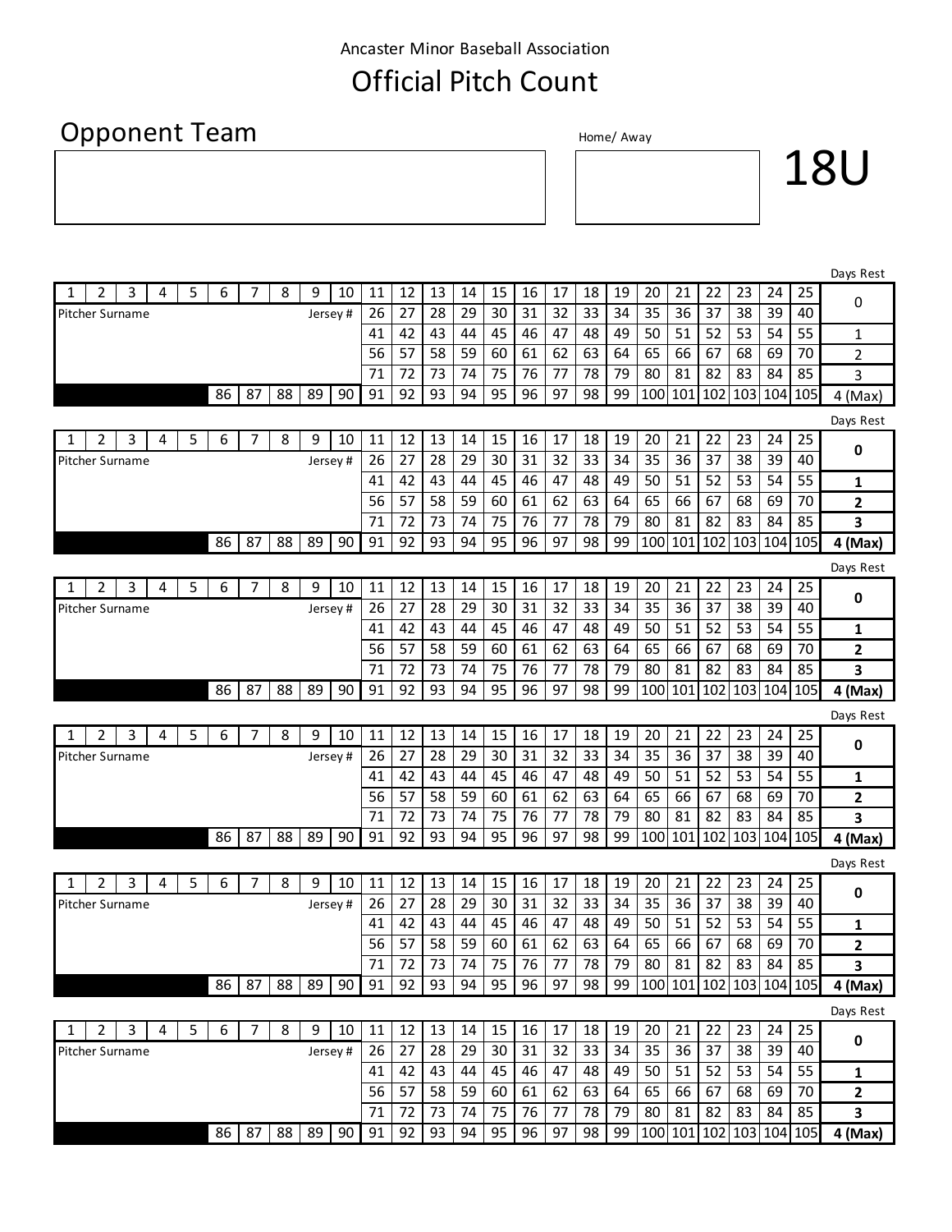Ancaster Minor Baseball Association

# Official Pitch Count

## Opponent Team

Home/ Away

# 18U

| | | | | | | | | | | | | | | | | | | | | | | | | | |
|---|---|---|---|---|---|---|---|---|---|---|---|---|---|---|---|---|---|---|---|---|---|---|---|---|---|
| | | | | | | | | | | | | | | | | | | | | | | | | | Days Rest |
| 1 | 2 | 3 | 4 | 5 | 6 | 7 | 8 | 9 | 10 | 11 | 12 | 13 | 14 | 15 | 16 | 17 | 18 | 19 | 20 | 21 | 22 | 23 | 24 | 25 | 0 |
| Pitcher Surname | | | | | | | | | Jersey # | 26 | 27 | 28 | 29 | 30 | 31 | 32 | 33 | 34 | 35 | 36 | 37 | 38 | 39 | 40 | |
| | | | | | | | | | | 41 | 42 | 43 | 44 | 45 | 46 | 47 | 48 | 49 | 50 | 51 | 52 | 53 | 54 | 55 | 1 |
| | | | | | | | | | | 56 | 57 | 58 | 59 | 60 | 61 | 62 | 63 | 64 | 65 | 66 | 67 | 68 | 69 | 70 | 2 |
| | | | | | | | | | | 71 | 72 | 73 | 74 | 75 | 76 | 77 | 78 | 79 | 80 | 81 | 82 | 83 | 84 | 85 | 3 |
| | | | | | 86 | 87 | 88 | 89 | 90 | 91 | 92 | 93 | 94 | 95 | 96 | 97 | 98 | 99 | 100 | 101 | 102 | 103 | 104 | 105 | 4 (Max) |

| | | | | | | | | | | | | | | | | | | | | | | | | | |
|---|---|---|---|---|---|---|---|---|---|---|---|---|---|---|---|---|---|---|---|---|---|---|---|---|---|
| | | | | | | | | | | | | | | | | | | | | | | | | | Days Rest |
| 1 | 2 | 3 | 4 | 5 | 6 | 7 | 8 | 9 | 10 | 11 | 12 | 13 | 14 | 15 | 16 | 17 | 18 | 19 | 20 | 21 | 22 | 23 | 24 | 25 | **0** |
| Pitcher Surname | | | | | | | | | Jersey # | 26 | 27 | 28 | 29 | 30 | 31 | 32 | 33 | 34 | 35 | 36 | 37 | 38 | 39 | 40 | |
| | | | | | | | | | | 41 | 42 | 43 | 44 | 45 | 46 | 47 | 48 | 49 | 50 | 51 | 52 | 53 | 54 | 55 | **1** |
| | | | | | | | | | | 56 | 57 | 58 | 59 | 60 | 61 | 62 | 63 | 64 | 65 | 66 | 67 | 68 | 69 | 70 | **2** |
| | | | | | | | | | | 71 | 72 | 73 | 74 | 75 | 76 | 77 | 78 | 79 | 80 | 81 | 82 | 83 | 84 | 85 | **3** |
| | | | | | 86 | 87 | 88 | 89 | 90 | 91 | 92 | 93 | 94 | 95 | 96 | 97 | 98 | 99 | 100 | 101 | 102 | 103 | 104 | 105 | **4 (Max)** |

| | | | | | | | | | | | | | | | | | | | | | | | | | |
|---|---|---|---|---|---|---|---|---|---|---|---|---|---|---|---|---|---|---|---|---|---|---|---|---|---|
| | | | | | | | | | | | | | | | | | | | | | | | | | Days Rest |
| 1 | 2 | 3 | 4 | 5 | 6 | 7 | 8 | 9 | 10 | 11 | 12 | 13 | 14 | 15 | 16 | 17 | 18 | 19 | 20 | 21 | 22 | 23 | 24 | 25 | **0** |
| Pitcher Surname | | | | | | | | | Jersey # | 26 | 27 | 28 | 29 | 30 | 31 | 32 | 33 | 34 | 35 | 36 | 37 | 38 | 39 | 40 | |
| | | | | | | | | | | 41 | 42 | 43 | 44 | 45 | 46 | 47 | 48 | 49 | 50 | 51 | 52 | 53 | 54 | 55 | **1** |
| | | | | | | | | | | 56 | 57 | 58 | 59 | 60 | 61 | 62 | 63 | 64 | 65 | 66 | 67 | 68 | 69 | 70 | **2** |
| | | | | | | | | | | 71 | 72 | 73 | 74 | 75 | 76 | 77 | 78 | 79 | 80 | 81 | 82 | 83 | 84 | 85 | **3** |
| | | | | | 86 | 87 | 88 | 89 | 90 | 91 | 92 | 93 | 94 | 95 | 96 | 97 | 98 | 99 | 100 | 101 | 102 | 103 | 104 | 105 | **4 (Max)** |

| | | | | | | | | | | | | | | | | | | | | | | | | | |
|---|---|---|---|---|---|---|---|---|---|---|---|---|---|---|---|---|---|---|---|---|---|---|---|---|---|
| | | | | | | | | | | | | | | | | | | | | | | | | | Days Rest |
| 1 | 2 | 3 | 4 | 5 | 6 | 7 | 8 | 9 | 10 | 11 | 12 | 13 | 14 | 15 | 16 | 17 | 18 | 19 | 20 | 21 | 22 | 23 | 24 | 25 | **0** |
| Pitcher Surname | | | | | | | | | Jersey # | 26 | 27 | 28 | 29 | 30 | 31 | 32 | 33 | 34 | 35 | 36 | 37 | 38 | 39 | 40 | |
| | | | | | | | | | | 41 | 42 | 43 | 44 | 45 | 46 | 47 | 48 | 49 | 50 | 51 | 52 | 53 | 54 | 55 | **1** |
| | | | | | | | | | | 56 | 57 | 58 | 59 | 60 | 61 | 62 | 63 | 64 | 65 | 66 | 67 | 68 | 69 | 70 | **2** |
| | | | | | | | | | | 71 | 72 | 73 | 74 | 75 | 76 | 77 | 78 | 79 | 80 | 81 | 82 | 83 | 84 | 85 | **3** |
| | | | | | 86 | 87 | 88 | 89 | 90 | 91 | 92 | 93 | 94 | 95 | 96 | 97 | 98 | 99 | 100 | 101 | 102 | 103 | 104 | 105 | **4 (Max)** |

| | | | | | | | | | | | | | | | | | | | | | | | | | |
|---|---|---|---|---|---|---|---|---|---|---|---|---|---|---|---|---|---|---|---|---|---|---|---|---|---|
| | | | | | | | | | | | | | | | | | | | | | | | | | Days Rest |
| 1 | 2 | 3 | 4 | 5 | 6 | 7 | 8 | 9 | 10 | 11 | 12 | 13 | 14 | 15 | 16 | 17 | 18 | 19 | 20 | 21 | 22 | 23 | 24 | 25 | **0** |
| Pitcher Surname | | | | | | | | | Jersey # | 26 | 27 | 28 | 29 | 30 | 31 | 32 | 33 | 34 | 35 | 36 | 37 | 38 | 39 | 40 | |
| | | | | | | | | | | 41 | 42 | 43 | 44 | 45 | 46 | 47 | 48 | 49 | 50 | 51 | 52 | 53 | 54 | 55 | **1** |
| | | | | | | | | | | 56 | 57 | 58 | 59 | 60 | 61 | 62 | 63 | 64 | 65 | 66 | 67 | 68 | 69 | 70 | **2** |
| | | | | | | | | | | 71 | 72 | 73 | 74 | 75 | 76 | 77 | 78 | 79 | 80 | 81 | 82 | 83 | 84 | 85 | **3** |
| | | | | | 86 | 87 | 88 | 89 | 90 | 91 | 92 | 93 | 94 | 95 | 96 | 97 | 98 | 99 | 100 | 101 | 102 | 103 | 104 | 105 | **4 (Max)** |

| | | | | | | | | | | | | | | | | | | | | | | | | | |
|---|---|---|---|---|---|---|---|---|---|---|---|---|---|---|---|---|---|---|---|---|---|---|---|---|---|
| | | | | | | | | | | | | | | | | | | | | | | | | | Days Rest |
| 1 | 2 | 3 | 4 | 5 | 6 | 7 | 8 | 9 | 10 | 11 | 12 | 13 | 14 | 15 | 16 | 17 | 18 | 19 | 20 | 21 | 22 | 23 | 24 | 25 | **0** |
| Pitcher Surname | | | | | | | | | Jersey # | 26 | 27 | 28 | 29 | 30 | 31 | 32 | 33 | 34 | 35 | 36 | 37 | 38 | 39 | 40 | |
| | | | | | | | | | | 41 | 42 | 43 | 44 | 45 | 46 | 47 | 48 | 49 | 50 | 51 | 52 | 53 | 54 | 55 | **1** |
| | | | | | | | | | | 56 | 57 | 58 | 59 | 60 | 61 | 62 | 63 | 64 | 65 | 66 | 67 | 68 | 69 | 70 | **2** |
| | | | | | | | | | | 71 | 72 | 73 | 74 | 75 | 76 | 77 | 78 | 79 | 80 | 81 | 82 | 83 | 84 | 85 | **3** |
| | | | | | 86 | 87 | 88 | 89 | 90 | 91 | 92 | 93 | 94 | 95 | 96 | 97 | 98 | 99 | 100 | 101 | 102 | 103 | 104 | 105 | **4 (Max)** |